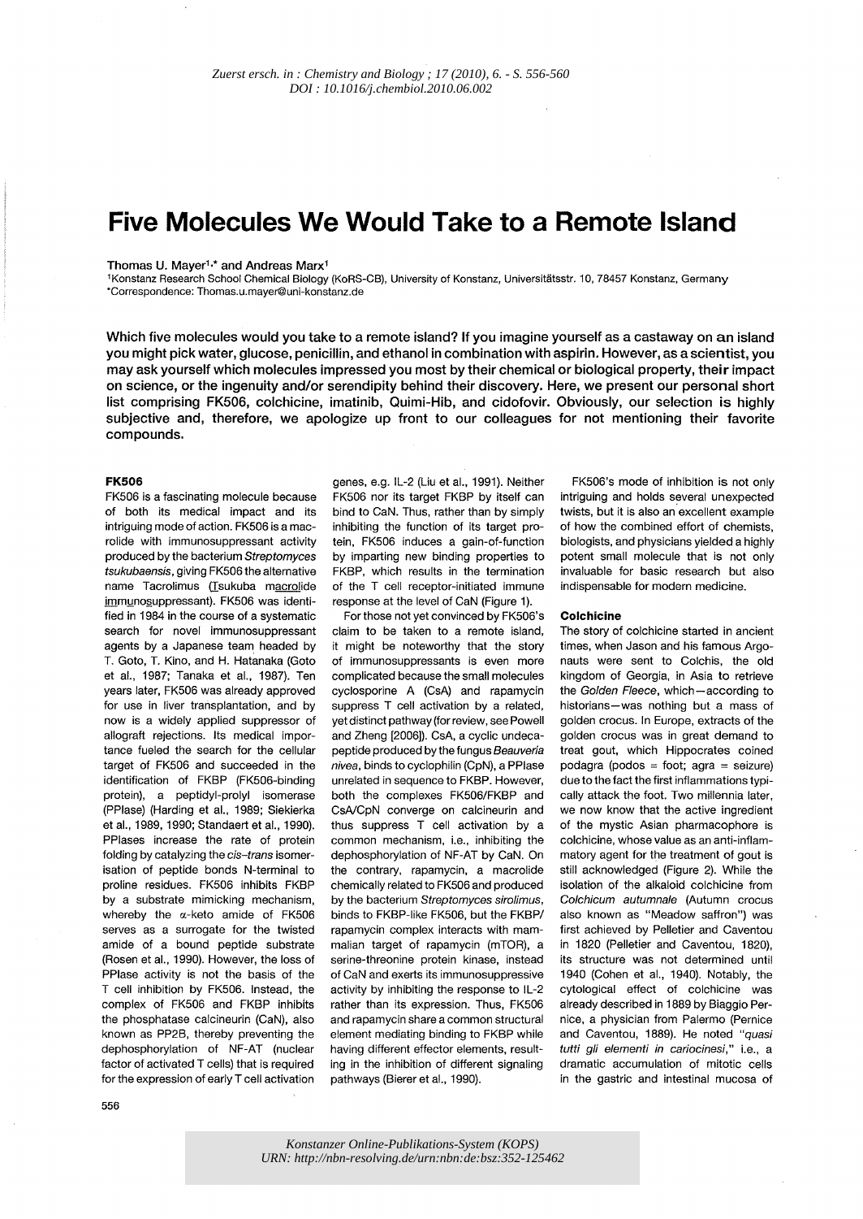Zuerst ersch. in : Chemistry and Biology ; 17 (2010), 6. - S. 556-560
DOI : 10.1016/j.chembiol.2010.06.002

# Five Molecules We Would Take to a Remote Island

Thomas U. Mayer[1,*] and Andreas Marx[1]

[1]Konstanz Research School Chemical Biology (KoRS-CB), University of Konstanz, Universitätsstr. 10, 78457 Konstanz, Germany
*Correspondence: Thomas.u.mayer@uni-konstanz.de

**Which five molecules would you take to a remote island? If you imagine yourself as a castaway on an island you might pick water, glucose, penicillin, and ethanol in combination with aspirin. However, as a scientist, you may ask yourself which molecules impressed you most by their chemical or biological property, their impact on science, or the ingenuity and/or serendipity behind their discovery. Here, we present our personal short list comprising FK506, colchicine, imatinib, Quimi-Hib, and cidofovir. Obviously, our selection is highly subjective and, therefore, we apologize up front to our colleagues for not mentioning their favorite compounds.**

## FK506

FK506 is a fascinating molecule because of both its medical impact and its intriguing mode of action. FK506 is a macrolide with immunosuppressant activity produced by the bacterium *Streptomyces tsukubaensis*, giving FK506 the alternative name Tacrolimus (Tsukuba macrolide immunosuppressant). FK506 was identified in 1984 in the course of a systematic search for novel immunosuppressant agents by a Japanese team headed by T. Goto, T. Kino, and H. Hatanaka (Goto et al., 1987; Tanaka et al., 1987). Ten years later, FK506 was already approved for use in liver transplantation, and by now is a widely applied suppressor of allograft rejections. Its medical importance fueled the search for the cellular target of FK506 and succeeded in the identification of FKBP (FK506-binding protein), a peptidyl-prolyl isomerase (PPIase) (Harding et al., 1989; Siekierka et al., 1989, 1990; Standaert et al., 1990). PPIases increase the rate of protein folding by catalyzing the *cis–trans* isomerisation of peptide bonds N-terminal to proline residues. FK506 inhibits FKBP by a substrate mimicking mechanism, whereby the α-keto amide of FK506 serves as a surrogate for the twisted amide of a bound peptide substrate (Rosen et al., 1990). However, the loss of PPIase activity is not the basis of the T cell inhibition by FK506. Instead, the complex of FK506 and FKBP inhibits the phosphatase calcineurin (CaN), also known as PP2B, thereby preventing the dephosphorylation of NF-AT (nuclear factor of activated T cells) that is required for the expression of early T cell activation genes, e.g. IL-2 (Liu et al., 1991). Neither FK506 nor its target FKBP by itself can bind to CaN. Thus, rather than by simply inhibiting the function of its target protein, FK506 induces a gain-of-function by imparting new binding properties to FKBP, which results in the termination of the T cell receptor-initiated immune response at the level of CaN (Figure 1).

For those not yet convinced by FK506's claim to be taken to a remote island, it might be noteworthy that the story of immunosuppressants is even more complicated because the small molecules cyclosporine A (CsA) and rapamycin suppress T cell activation by a related, yet distinct pathway (for review, see Powell and Zheng [2006]). CsA, a cyclic undecapeptide produced by the fungus *Beauveria nivea*, binds to cyclophilin (CpN), a PPIase unrelated in sequence to FKBP. However, both the complexes FK506/FKBP and CsA/CpN converge on calcineurin and thus suppress T cell activation by a common mechanism, i.e., inhibiting the dephosphorylation of NF-AT by CaN. On the contrary, rapamycin, a macrolide chemically related to FK506 and produced by the bacterium *Streptomyces sirolimus*, binds to FKBP-like FK506, but the FKBP/rapamycin complex interacts with mammalian target of rapamycin (mTOR), a serine-threonine protein kinase, instead of CaN and exerts its immunosuppressive activity by inhibiting the response to IL-2 rather than its expression. Thus, FK506 and rapamycin share a common structural element mediating binding to FKBP while having different effector elements, resulting in the inhibition of different signaling pathways (Bierer et al., 1990).

FK506's mode of inhibition is not only intriguing and holds several unexpected twists, but it is also an excellent example of how the combined effort of chemists, biologists, and physicians yielded a highly potent small molecule that is not only invaluable for basic research but also indispensable for modern medicine.

## Colchicine

The story of colchicine started in ancient times, when Jason and his famous Argonauts were sent to Colchis, the old kingdom of Georgia, in Asia to retrieve the *Golden Fleece*, which—according to historians—was nothing but a mass of golden crocus. In Europe, extracts of the golden crocus was in great demand to treat gout, which Hippocrates coined podagra (podos = foot; agra = seizure) due to the fact the first inflammations typically attack the foot. Two millennia later, we now know that the active ingredient of the mystic Asian pharmacophore is colchicine, whose value as an anti-inflammatory agent for the treatment of gout is still acknowledged (Figure 2). While the isolation of the alkaloid colchicine from *Colchicum autumnale* (Autumn crocus also known as "Meadow saffron") was first achieved by Pelletier and Caventou in 1820 (Pelletier and Caventou, 1820), its structure was not determined until 1940 (Cohen et al., 1940). Notably, the cytological effect of colchicine was already described in 1889 by Biaggio Pernice, a physician from Palermo (Pernice and Caventou, 1889). He noted "*quasi tutti gli elementi in cariocinesi*," i.e., a dramatic accumulation of mitotic cells in the gastric and intestinal mucosa of

Konstanzer Online-Publikations-System (KOPS)
URN: http://nbn-resolving.de/urn:nbn:de:bsz:352-125462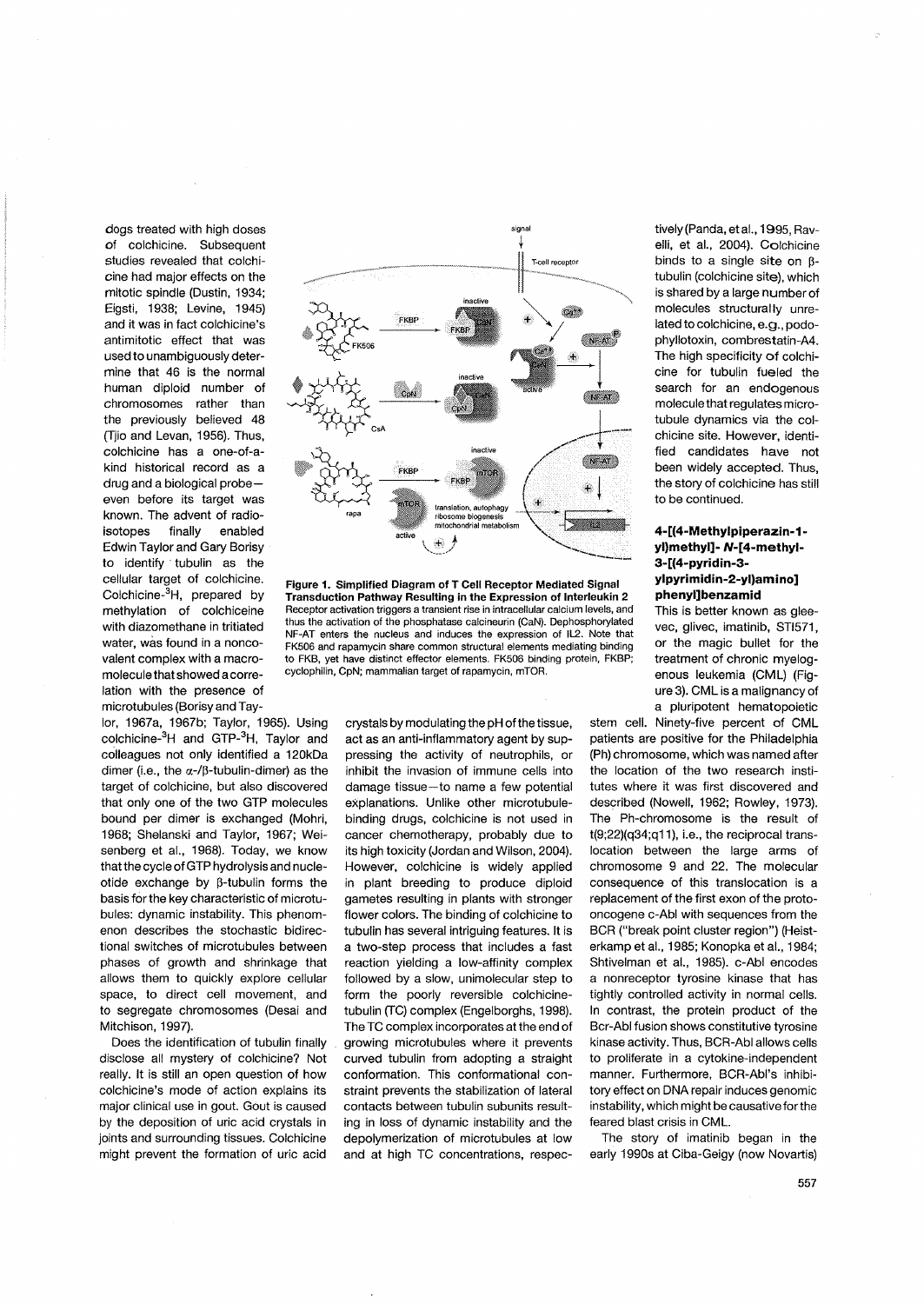dogs treated with high doses of colchicine. Subsequent studies revealed that colchicine had major effects on the mitotic spindle (Dustin, 1934; Eigsti, 1938; Levine, 1945) and it was in fact colchicine's antimitotic effect that was used to unambiguously determine that 46 is the normal human diploid number of chromosomes rather than the previously believed 48 (Tjio and Levan, 1956). Thus, colchicine has a one-of-a-kind historical record as a drug and a biological probe—even before its target was known. The advent of radioisotopes finally enabled Edwin Taylor and Gary Borisy to identify tubulin as the cellular target of colchicine. Colchicine-$^3$H, prepared by methylation of colchiceine with diazomethane in tritiated water, was found in a noncovalent complex with a macromolecule that showed a correlation with the presence of microtubules (Borisy and Taylor, 1967a, 1967b; Taylor, 1965). Using colchicine-$^3$H and GTP-$^3$H, Taylor and colleagues not only identified a 120kDa dimer (i.e., the $\alpha$-/$\beta$-tubulin-dimer) as the target of colchicine, but also discovered that only one of the two GTP molecules bound per dimer is exchanged (Mohri, 1968; Shelanski and Taylor, 1967; Weisenberg et al., 1968). Today, we know that the cycle of GTP hydrolysis and nucleotide exchange by $\beta$-tubulin forms the basis for the key characteristic of microtubules: dynamic instability. This phenomenon describes the stochastic bidirectional switches of microtubules between phases of growth and shrinkage that allows them to quickly explore cellular space, to direct cell movement, and to segregate chromosomes (Desai and Mitchison, 1997).

Does the identification of tubulin finally disclose all mystery of colchicine? Not really. It is still an open question of how colchicine's mode of action explains its major clinical use in gout. Gout is caused by the deposition of uric acid crystals in joints and surrounding tissues. Colchicine might prevent the formation of uric acid crystals by modulating the pH of the tissue, act as an anti-inflammatory agent by suppressing the activity of neutrophils, or inhibit the invasion of immune cells into damage tissue—to name a few potential explanations. Unlike other microtubule-binding drugs, colchicine is not used in cancer chemotherapy, probably due to its high toxicity (Jordan and Wilson, 2004). However, colchicine is widely applied in plant breeding to produce diploid gametes resulting in plants with stronger flower colors. The binding of colchicine to tubulin has several intriguing features. It is a two-step process that includes a fast reaction yielding a low-affinity complex followed by a slow, unimolecular step to form the poorly reversible colchicine-tubulin (TC) complex (Engelborghs, 1998). The TC complex incorporates at the end of growing microtubules where it prevents curved tubulin from adopting a straight conformation. This conformational constraint prevents the stabilization of lateral contacts between tubulin subunits resulting in loss of dynamic instability and the depolymerization of microtubules at low and at high TC concentrations, respectively (Panda, et al., 1995, Ravelli, et al., 2004). Colchicine binds to a single site on $\beta$-tubulin (colchicine site), which is shared by a large number of molecules structurally unrelated to colchicine, e.g., podophyllotoxin, combrestatin-A4. The high specificity of colchicine for tubulin fueled the search for an endogenous molecule that regulates microtubule dynamics via the colchicine site. However, identified candidates have not been widely accepted. Thus, the story of colchicine has still to be continued.

**Figure 1. Simplified Diagram of T Cell Receptor Mediated Signal Transduction Pathway Resulting in the Expression of Interleukin 2**
Receptor activation triggers a transient rise in intracellular calcium levels, and thus the activation of the phosphatase calcineurin (CaN). Dephosphorylated NF-AT enters the nucleus and induces the expression of IL2. Note that FK506 and rapamycin share common structural elements mediating binding to FKB, yet have distinct effector elements. FK506 binding protein, FKBP; cyclophilin, CpN; mammalian target of rapamycin, mTOR.

### 4-[(4-Methylpiperazin-1-yl)methyl]-*N*-[4-methyl-3-[(4-pyridin-3-ylpyrimidin-2-yl)amino]phenyl]benzamid

This is better known as gleevec, glivec, imatinib, STI571, or the magic bullet for the treatment of chronic myelogenous leukemia (CML) (Figure 3). CML is a malignancy of a pluripotent hematopoietic stem cell. Ninety-five percent of CML patients are positive for the Philadelphia (Ph) chromosome, which was named after the location of the two research institutes where it was first discovered and described (Nowell, 1962; Rowley, 1973). The Ph-chromosome is the result of t(9;22)(q34;q11), i.e., the reciprocal translocation between the large arms of chromosome 9 and 22. The molecular consequence of this translocation is a replacement of the first exon of the proto-oncogene c-Abl with sequences from the BCR ("break point cluster region") (Heisterkamp et al., 1985; Konopka et al., 1984; Shtivelman et al., 1985). c-Abl encodes a nonreceptor tyrosine kinase that has tightly controlled activity in normal cells. In contrast, the protein product of the Bcr-Abl fusion shows constitutive tyrosine kinase activity. Thus, BCR-Abl allows cells to proliferate in a cytokine-independent manner. Furthermore, BCR-Abl's inhibitory effect on DNA repair induces genomic instability, which might be causative for the feared blast crisis in CML.

The story of imatinib began in the early 1990s at Ciba-Geigy (now Novartis)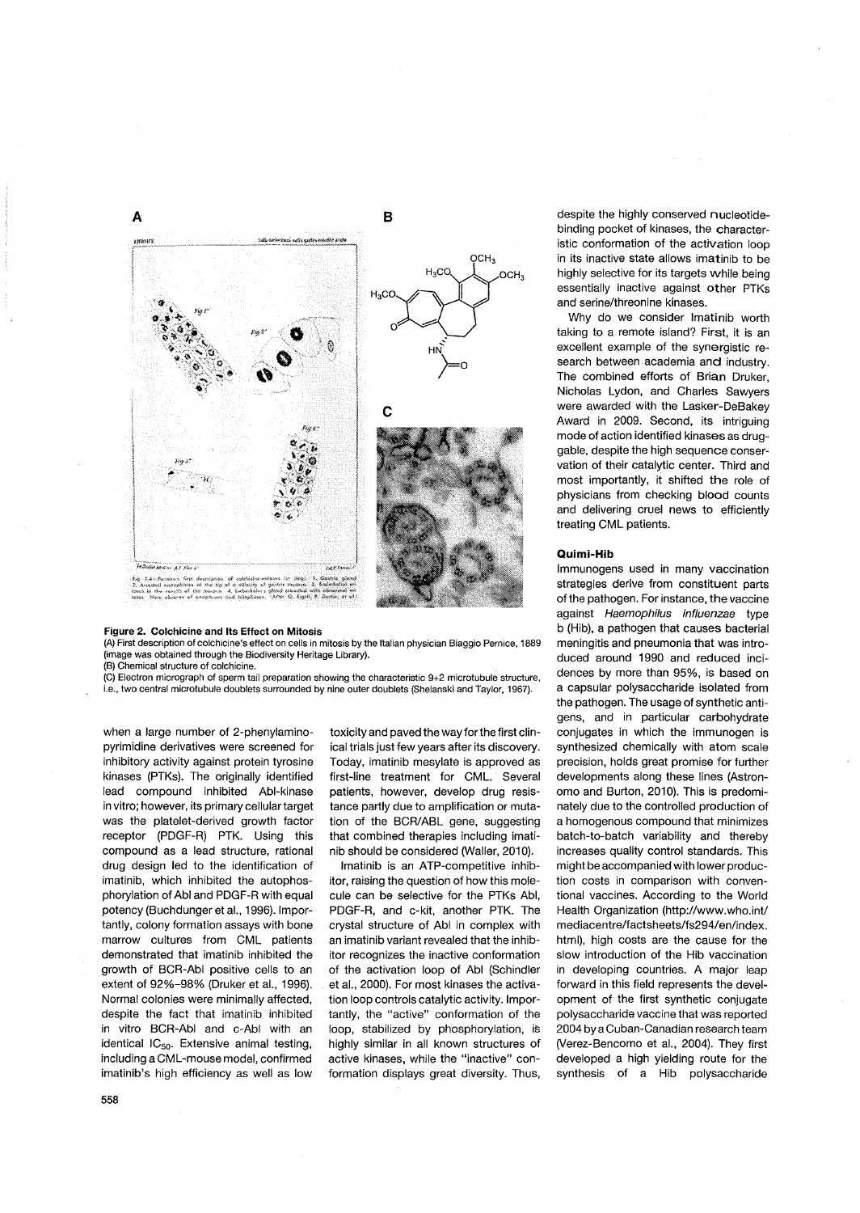**Figure 2. Colchicine and Its Effect on Mitosis**

(A) First description of colchicine's effect on cells in mitosis by the Italian physician Biaggio Pernice, 1889 (image was obtained through the Biodiversity Heritage Library).

(B) Chemical structure of colchicine.

(C) Electron micrograph of sperm tail preparation showing the characteristic 9+2 microtubule structure, i.e., two central microtubule doublets surrounded by nine outer doublets (Shelanski and Taylor, 1967).

when a large number of 2-phenylamino-pyrimidine derivatives were screened for inhibitory activity against protein tyrosine kinases (PTKs). The originally identified lead compound inhibited Abl-kinase in vitro; however, its primary cellular target was the platelet-derived growth factor receptor (PDGF-R) PTK. Using this compound as a lead structure, rational drug design led to the identification of imatinib, which inhibited the autophosphorylation of Abl and PDGF-R with equal potency (Buchdunger et al., 1996). Importantly, colony formation assays with bone marrow cultures from CML patients demonstrated that imatinib inhibited the growth of BCR-Abl positive cells to an extent of 92%–98% (Druker et al., 1996). Normal colonies were minimally affected, despite the fact that imatinib inhibited in vitro BCR-Abl and c-Abl with an identical $IC_{50}$. Extensive animal testing, including a CML-mouse model, confirmed imatinib's high efficiency as well as low toxicity and paved the way for the first clinical trials just few years after its discovery. Today, imatinib mesylate is approved as first-line treatment for CML. Several patients, however, develop drug resistance partly due to amplification or mutation of the BCR/ABL gene, suggesting that combined therapies including imatinib should be considered (Waller, 2010).

Imatinib is an ATP-competitive inhibitor, raising the question of how this molecule can be selective for the PTKs Abl, PDGF-R, and c-kit, another PTK. The crystal structure of Abl in complex with an imatinib variant revealed that the inhibitor recognizes the inactive conformation of the activation loop of Abl (Schindler et al., 2000). For most kinases the activation loop controls catalytic activity. Importantly, the "active" conformation of the loop, stabilized by phosphorylation, is highly similar in all known structures of active kinases, while the "inactive" conformation displays great diversity. Thus, despite the highly conserved nucleotide-binding pocket of kinases, the characteristic conformation of the activation loop in its inactive state allows imatinib to be highly selective for its targets while being essentially inactive against other PTKs and serine/threonine kinases.

Why do we consider Imatinib worth taking to a remote island? First, it is an excellent example of the synergistic research between academia and industry. The combined efforts of Brian Druker, Nicholas Lydon, and Charles Sawyers were awarded with the Lasker-DeBakey Award in 2009. Second, its intriguing mode of action identified kinases as druggable, despite the high sequence conservation of their catalytic center. Third and most importantly, it shifted the role of physicians from checking blood counts and delivering cruel news to efficiently treating CML patients.

### Quimi-Hib

Immunogens used in many vaccination strategies derive from constituent parts of the pathogen. For instance, the vaccine against *Haemophilus influenzae* type b (Hib), a pathogen that causes bacterial meningitis and pneumonia that was introduced around 1990 and reduced incidences by more than 95%, is based on a capsular polysaccharide isolated from the pathogen. The usage of synthetic antigens, and in particular carbohydrate conjugates in which the immunogen is synthesized chemically with atom scale precision, holds great promise for further developments along these lines (Astronomo and Burton, 2010). This is predominately due to the controlled production of a homogenous compound that minimizes batch-to-batch variability and thereby increases quality control standards. This might be accompanied with lower production costs in comparison with conventional vaccines. According to the World Health Organization (http://www.who.int/mediacentre/factsheets/fs294/en/index.html), high costs are the cause for the slow introduction of the Hib vaccination in developing countries. A major leap forward in this field represents the development of the first synthetic conjugate polysaccharide vaccine that was reported 2004 by a Cuban-Canadian research team (Verez-Bencomo et al., 2004). They first developed a high yielding route for the synthesis of a Hib polysaccharide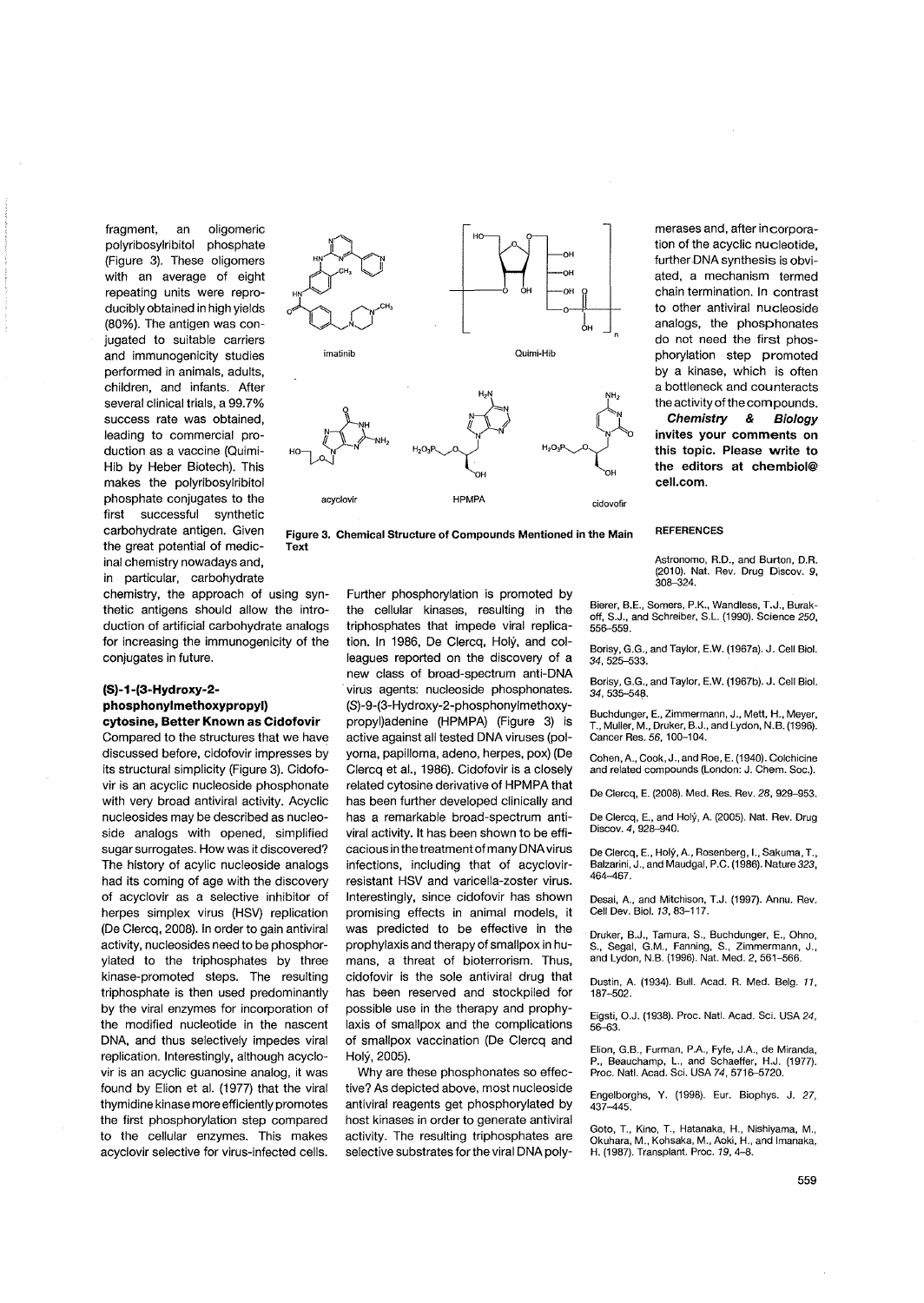fragment, an oligomeric polyribosylribitol phosphate (Figure 3). These oligomers with an average of eight repeating units were reproducibly obtained in high yields (80%). The antigen was conjugated to suitable carriers and immunogenicity studies performed in animals, adults, children, and infants. After several clinical trials, a 99.7% success rate was obtained, leading to commercial production as a vaccine (Quimi-Hib by Heber Biotech). This makes the polyribosylribitol phosphate conjugates to the first successful synthetic carbohydrate antigen. Given the great potential of medicinal chemistry nowadays and, in particular, carbohydrate chemistry, the approach of using synthetic antigens should allow the introduction of artificial carbohydrate analogs for increasing the immunogenicity of the conjugates in future.

**Figure 3. Chemical Structure of Compounds Mentioned in the Main Text**

### (S)-1-(3-Hydroxy-2-phosphonylmethoxypropyl) cytosine, Better Known as Cidofovir

Compared to the structures that we have discussed before, cidofovir impresses by its structural simplicity (Figure 3). Cidofovir is an acyclic nucleoside phosphonate with very broad antiviral activity. Acyclic nucleosides may be described as nucleoside analogs with opened, simplified sugar surrogates. How was it discovered? The history of acylic nucleoside analogs had its coming of age with the discovery of acyclovir as a selective inhibitor of herpes simplex virus (HSV) replication (De Clercq, 2008). In order to gain antiviral activity, nucleosides need to be phosphorylated to the triphosphates by three kinase-promoted steps. The resulting triphosphate is then used predominantly by the viral enzymes for incorporation of the modified nucleotide in the nascent DNA, and thus selectively impedes viral replication. Interestingly, although acyclovir is an acyclic guanosine analog, it was found by Elion et al. (1977) that the viral thymidine kinase more efficiently promotes the first phosphorylation step compared to the cellular enzymes. This makes acyclovir selective for virus-infected cells. Further phosphorylation is promoted by the cellular kinases, resulting in the triphosphates that impede viral replication. In 1986, De Clercq, Holý, and colleagues reported on the discovery of a new class of broad-spectrum anti-DNA virus agents: nucleoside phosphonates. (S)-9-(3-Hydroxy-2-phosphonylmethoxypropyl)adenine (HPMPA) (Figure 3) is active against all tested DNA viruses (polyoma, papilloma, adeno, herpes, pox) (De Clercq et al., 1986). Cidofovir is a closely related cytosine derivative of HPMPA that has been further developed clinically and has a remarkable broad-spectrum antiviral activity. It has been shown to be efficacious in the treatment of many DNA virus infections, including that of acyclovir-resistant HSV and varicella-zoster virus. Interestingly, since cidofovir has shown promising effects in animal models, it was predicted to be effective in the prophylaxis and therapy of smallpox in humans, a threat of bioterrorism. Thus, cidofovir is the sole antiviral drug that has been reserved and stockpiled for possible use in the therapy and prophylaxis of smallpox and the complications of smallpox vaccination (De Clercq and Holý, 2005).

Why are these phosphonates so effective? As depicted above, most nucleoside antiviral reagents get phosphorylated by host kinases in order to generate antiviral activity. The resulting triphosphates are selective substrates for the viral DNA polymerases and, after incorporation of the acyclic nucleotide, further DNA synthesis is obviated, a mechanism termed chain termination. In contrast to other antiviral nucleoside analogs, the phosphonates do not need the first phosphorylation step promoted by a kinase, which is often a bottleneck and counteracts the activity of the compounds.

***Chemistry & Biology* invites your comments on this topic. Please write to the editors at chembiol@cell.com.**

## REFERENCES

Astronomo, R.D., and Burton, D.R. (2010). Nat. Rev. Drug Discov. *9*, 308–324.

Bierer, B.E., Somers, P.K., Wandless, T.J., Burakoff, S.J., and Schreiber, S.L. (1990). Science *250*, 556–559.

Borisy, G.G., and Taylor, E.W. (1967a). J. Cell Biol. *34*, 525–533.

Borisy, G.G., and Taylor, E.W. (1967b). J. Cell Biol. *34*, 535–548.

Buchdunger, E., Zimmermann, J., Mett, H., Meyer, T., Muller, M., Druker, B.J., and Lydon, N.B. (1996). Cancer Res. *56*, 100–104.

Cohen, A., Cook, J., and Roe, E. (1940). Colchicine and related compounds (London: J. Chem. Soc.).

De Clercq, E. (2008). Med. Res. Rev. *28*, 929–953.

De Clercq, E., and Holý, A. (2005). Nat. Rev. Drug Discov. *4*, 928–940.

De Clercq, E., Holý, A., Rosenberg, I., Sakuma, T., Balzarini, J., and Maudgal, P.C. (1986). Nature *323*, 464–467.

Desai, A., and Mitchison, T.J. (1997). Annu. Rev. Cell Dev. Biol. *13*, 83–117.

Druker, B.J., Tamura, S., Buchdunger, E., Ohno, S., Segal, G.M., Fanning, S., Zimmermann, J., and Lydon, N.B. (1996). Nat. Med. *2*, 561–566.

Dustin, A. (1934). Bull. Acad. R. Med. Belg. *11*, 187–502.

Eigsti, O.J. (1938). Proc. Natl. Acad. Sci. USA *24*, 56–63.

Elion, G.B., Furman, P.A., Fyfe, J.A., de Miranda, P., Beauchamp, L., and Schaeffer, H.J. (1977). Proc. Natl. Acad. Sci. USA *74*, 5716–5720.

Engelborghs, Y. (1998). Eur. Biophys. J. *27*, 437–445.

Goto, T., Kino, T., Hatanaka, H., Nishiyama, M., Okuhara, M., Kohsaka, M., Aoki, H., and Imanaka, H. (1987). Transplant. Proc. *19*, 4–8.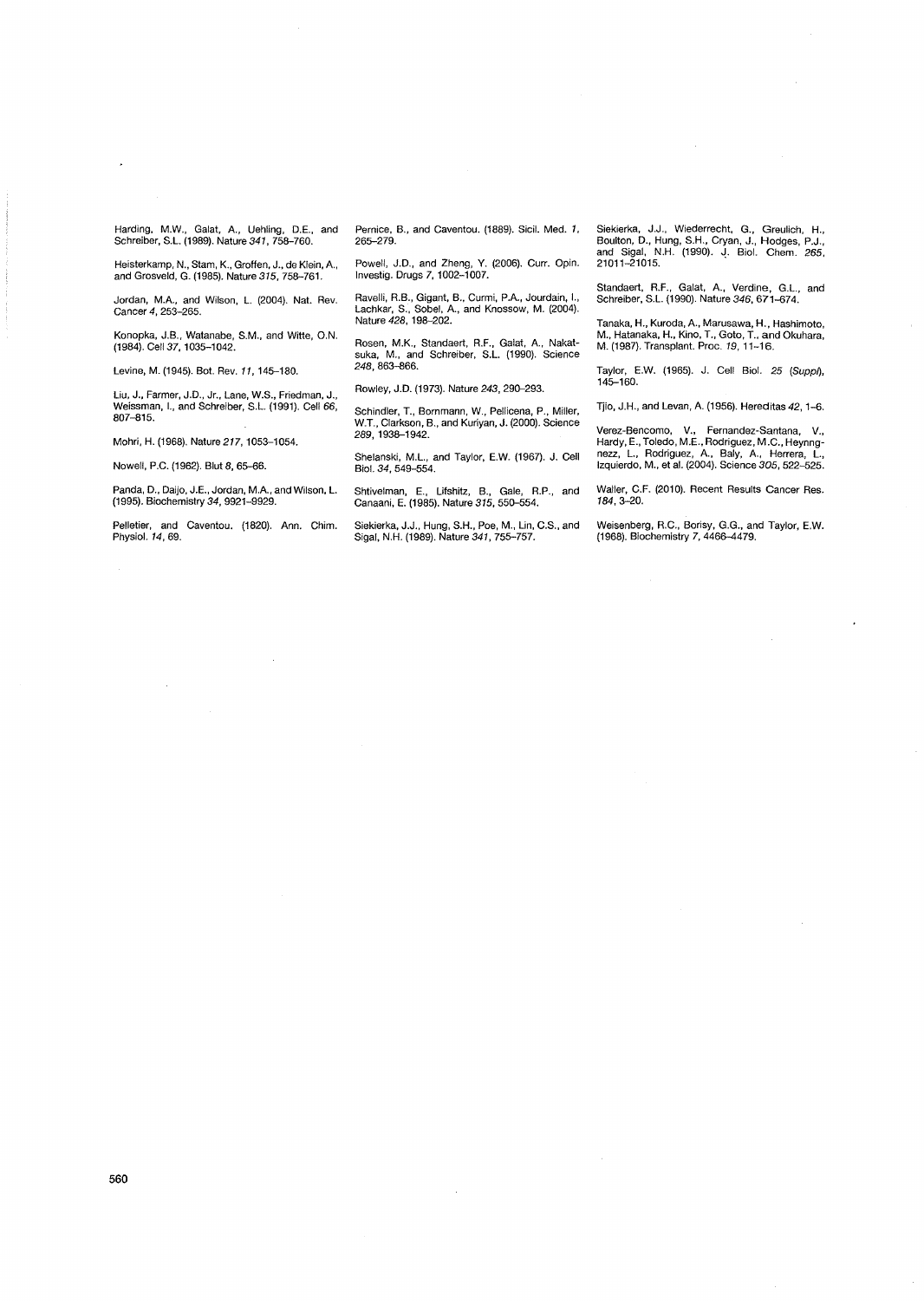Harding, M.W., Galat, A., Uehling, D.E., and Schreiber, S.L. (1989). Nature *341*, 758–760.

Heisterkamp, N., Stam, K., Groffen, J., de Klein, A., and Grosveld, G. (1985). Nature *315*, 758–761.

Jordan, M.A., and Wilson, L. (2004). Nat. Rev. Cancer *4*, 253–265.

Konopka, J.B., Watanabe, S.M., and Witte, O.N. (1984). Cell *37*, 1035–1042.

Levine, M. (1945). Bot. Rev. *11*, 145–180.

Liu, J., Farmer, J.D., Jr., Lane, W.S., Friedman, J., Weissman, I., and Schreiber, S.L. (1991). Cell *66*, 807–815.

Mohri, H. (1968). Nature *217*, 1053–1054.

Nowell, P.C. (1962). Blut *8*, 65–66.

Panda, D., Daijo, J.E., Jordan, M.A., and Wilson, L. (1995). Biochemistry *34*, 9921–9929.

Pelletier, and Caventou. (1820). Ann. Chim. Physiol. *14*, 69.

Pernice, B., and Caventou. (1889). Sicil. Med. *1*, 265–279.

Powell, J.D., and Zheng, Y. (2006). Curr. Opin. Investig. Drugs *7*, 1002–1007.

Ravelli, R.B., Gigant, B., Curmi, P.A., Jourdain, I., Lachkar, S., Sobel, A., and Knossow, M. (2004). Nature *428*, 198–202.

Rosen, M.K., Standaert, R.F., Galat, A., Nakatsuka, M., and Schreiber, S.L. (1990). Science *248*, 863–866.

Rowley, J.D. (1973). Nature *243*, 290–293.

Schindler, T., Bornmann, W., Pellicena, P., Miller, W.T., Clarkson, B., and Kuriyan, J. (2000). Science *289*, 1938–1942.

Shelanski, M.L., and Taylor, E.W. (1967). J. Cell Biol. *34*, 549–554.

Shtivelman, E., Lifshitz, B., Gale, R.P., and Canaani, E. (1985). Nature *315*, 550–554.

Siekierka, J.J., Hung, S.H., Poe, M., Lin, C.S., and Sigal, N.H. (1989). Nature *341*, 755–757.

Siekierka, J.J., Wiederrecht, G., Greulich, H., Boulton, D., Hung, S.H., Cryan, J., Hodges, P.J., and Sigal, N.H. (1990). J. Biol. Chem. *265*, 21011–21015.

Standaert, R.F., Galat, A., Verdine, G.L., and Schreiber, S.L. (1990). Nature *346*, 671–674.

Tanaka, H., Kuroda, A., Marusawa, H., Hashimoto, M., Hatanaka, H., Kino, T., Goto, T., and Okuhara, M. (1987). Transplant. Proc. *19*, 11–16.

Taylor, E.W. (1965). J. Cell Biol. *25* (*Suppl*), 145–160.

Tjio, J.H., and Levan, A. (1956). Hereditas *42*, 1–6.

Verez-Bencomo, V., Fernandez-Santana, V., Hardy, E., Toledo, M.E., Rodriguez, M.C., Heynngnezz, L., Rodriguez, A., Baly, A., Herrera, L., Izquierdo, M., et al. (2004). Science *305*, 522–525.

Waller, C.F. (2010). Recent Results Cancer Res. *184*, 3–20.

Weisenberg, R.C., Borisy, G.G., and Taylor, E.W. (1968). Biochemistry *7*, 4466–4479.